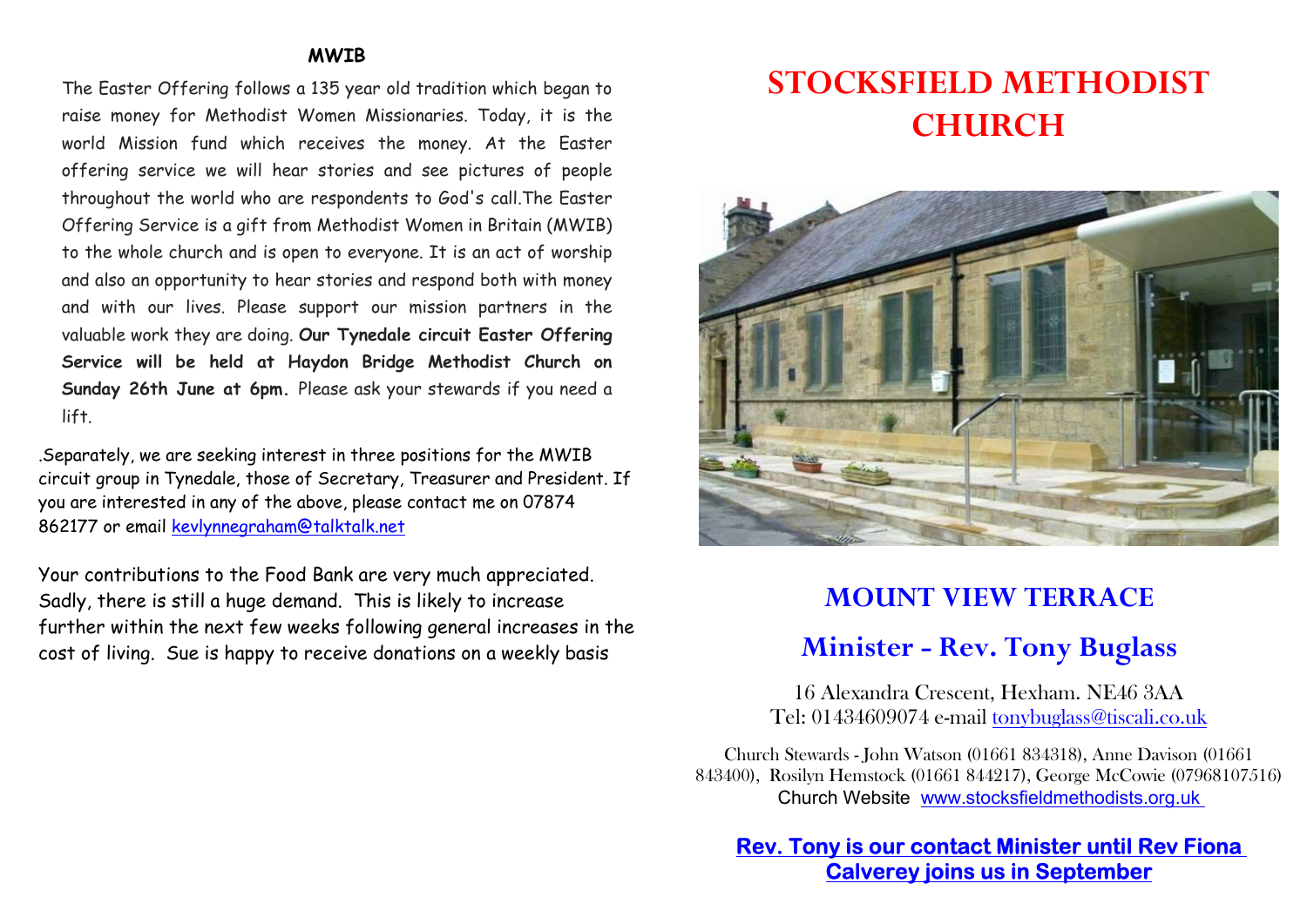**MWIB**

The Easter Offering follows a 135 year old tradition which began to raise money for Methodist Women Missionaries. Today, it is the world Mission fund which receives the money. At the Easter offering service we will hear stories and see pictures of people throughout the world who are respondents to God's call.The Easter Offering Service is a gift from Methodist Women in Britain (MWIB) to the whole church and is open to everyone. It is an act of worship and also an opportunity to hear stories and respond both with money and with our lives. Please support our mission partners in the valuable work they are doing. **Our Tynedale circuit Easter Offering Service will be held at Haydon Bridge Methodist Church on Sunday 26th June at 6pm.** Please ask your stewards if you need a lift.

.Separately, we are seeking interest in three positions for the MWIB circuit group in Tynedale, those of Secretary, Treasurer and President. If you are interested in any of the above, please contact me on 07874 862177 or email kevlynnegraham@talktalk.net

Your contributions to the Food Bank are very much appreciated. Sadly, there is still a huge demand. This is likely to increase further within the next few weeks following general increases in the cost of living. Sue is happy to receive donations on a weekly basis

# STOCKSFIELD METHODIST CHURCH

## MOUNT VIEW TERRACE

## Minister - Rev. Tony Buglass

16 Alexandra Crescent, Hexham. NE46 3AA
Tel: 01434609074 e-mail tonybuglass@tiscali.co.uk

Church Stewards - John Watson (01661 834318), Anne Davison (01661 843400), Rosilyn Hemstock (01661 844217), George McCowie (07968107516)
Church Website www.stocksfieldmethodists.org.uk

**Rev. Tony is our contact Minister until Rev Fiona Calverey joins us in September**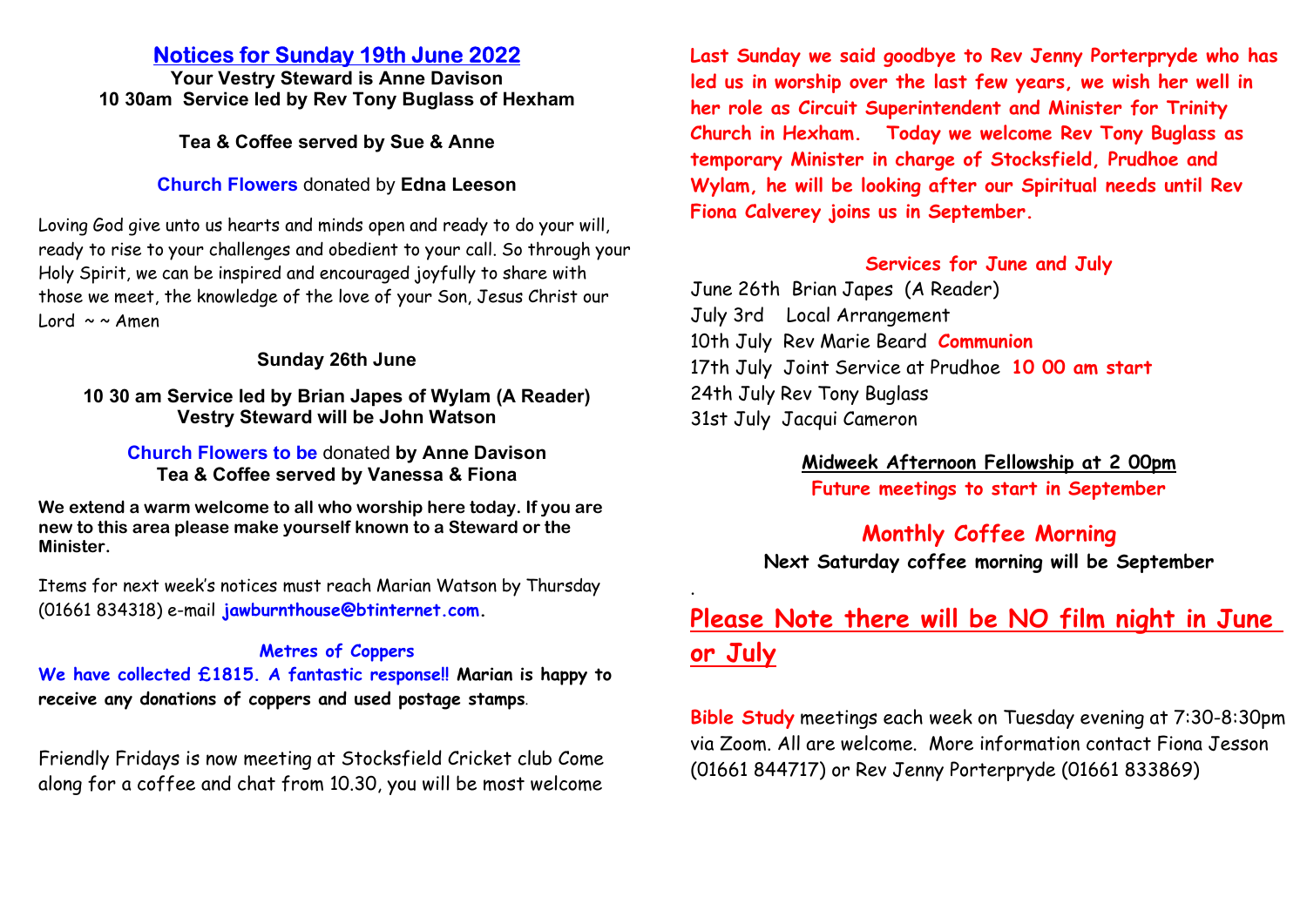## Notices for Sunday 19th June 2022

**Your Vestry Steward is Anne Davison**
**10 30am Service led by Rev Tony Buglass of Hexham**

**Tea & Coffee served by Sue & Anne**

**Church Flowers** donated by **Edna Leeson**

Loving God give unto us hearts and minds open and ready to do your will, ready to rise to your challenges and obedient to your call. So through your Holy Spirit, we can be inspired and encouraged joyfully to share with those we meet, the knowledge of the love of your Son, Jesus Christ our Lord ~ ~ Amen

**Sunday 26th June**

**10 30 am Service led by Brian Japes of Wylam (A Reader)**
**Vestry Steward will be John Watson**

**Church Flowers to be** donated **by Anne Davison**
**Tea & Coffee served by Vanessa & Fiona**

**We extend a warm welcome to all who worship here today. If you are new to this area please make yourself known to a Steward or the Minister.**

Items for next week's notices must reach Marian Watson by Thursday (01661 834318) e-mail **jawburnthouse@btinternet.com**.

**Metres of Coppers**

**We have collected £1815. A fantastic response!! Marian is happy to receive any donations of coppers and used postage stamps**.

Friendly Fridays is now meeting at Stocksfield Cricket club Come along for a coffee and chat from 10.30, you will be most welcome

**Last Sunday we said goodbye to Rev Jenny Porterpryde who has led us in worship over the last few years, we wish her well in her role as Circuit Superintendent and Minister for Trinity Church in Hexham. Today we welcome Rev Tony Buglass as temporary Minister in charge of Stocksfield, Prudhoe and Wylam, he will be looking after our Spiritual needs until Rev Fiona Calverey joins us in September.**

**Services for June and July**

June 26th Brian Japes (A Reader)
July 3rd Local Arrangement
10th July Rev Marie Beard **Communion**
17th July Joint Service at Prudhoe **10 00 am start**
24th July Rev Tony Buglass
31st July Jacqui Cameron

**Midweek Afternoon Fellowship at 2 00pm**
**Future meetings to start in September**

**Monthly Coffee Morning**
**Next Saturday coffee morning will be September**

**Please Note there will be NO film night in June or July**

**Bible Study** meetings each week on Tuesday evening at 7:30-8:30pm via Zoom. All are welcome. More information contact Fiona Jesson (01661 844717) or Rev Jenny Porterpryde (01661 833869)